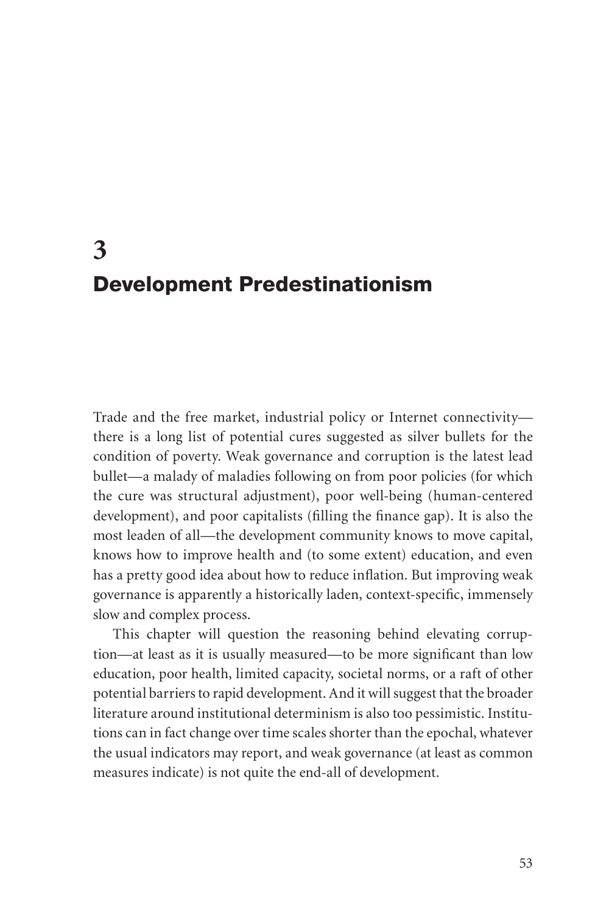# 3
# Development Predestinationism

Trade and the free market, industrial policy or Internet connectivity—there is a long list of potential cures suggested as silver bullets for the condition of poverty. Weak governance and corruption is the latest lead bullet—a malady of maladies following on from poor policies (for which the cure was structural adjustment), poor well-being (human-centered development), and poor capitalists (filling the finance gap). It is also the most leaden of all—the development community knows to move capital, knows how to improve health and (to some extent) education, and even has a pretty good idea about how to reduce inflation. But improving weak governance is apparently a historically laden, context-specific, immensely slow and complex process.

This chapter will question the reasoning behind elevating corruption—at least as it is usually measured—to be more significant than low education, poor health, limited capacity, societal norms, or a raft of other potential barriers to rapid development. And it will suggest that the broader literature around institutional determinism is also too pessimistic. Institutions can in fact change over time scales shorter than the epochal, whatever the usual indicators may report, and weak governance (at least as common measures indicate) is not quite the end-all of development.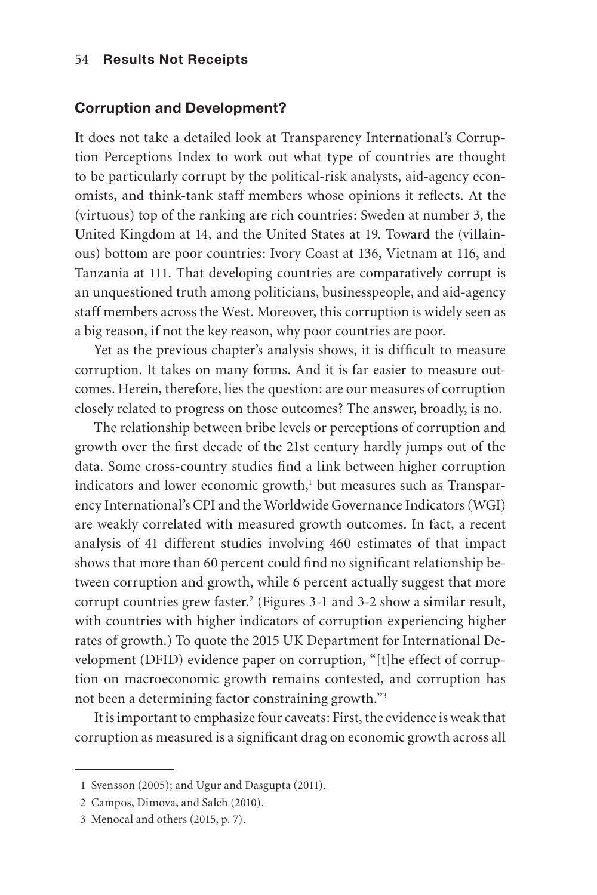## Corruption and Development?

It does not take a detailed look at Transparency International's Corruption Perceptions Index to work out what type of countries are thought to be particularly corrupt by the political-risk analysts, aid-agency economists, and think-tank staff members whose opinions it reflects. At the (virtuous) top of the ranking are rich countries: Sweden at number 3, the United Kingdom at 14, and the United States at 19. Toward the (villainous) bottom are poor countries: Ivory Coast at 136, Vietnam at 116, and Tanzania at 111. That developing countries are comparatively corrupt is an unquestioned truth among politicians, businesspeople, and aid-agency staff members across the West. Moreover, this corruption is widely seen as a big reason, if not the key reason, why poor countries are poor.

Yet as the previous chapter's analysis shows, it is difficult to measure corruption. It takes on many forms. And it is far easier to measure outcomes. Herein, therefore, lies the question: are our measures of corruption closely related to progress on those outcomes? The answer, broadly, is no.

The relationship between bribe levels or perceptions of corruption and growth over the first decade of the 21st century hardly jumps out of the data. Some cross-country studies find a link between higher corruption indicators and lower economic growth,[1] but measures such as Transparency International's CPI and the Worldwide Governance Indicators (WGI) are weakly correlated with measured growth outcomes. In fact, a recent analysis of 41 different studies involving 460 estimates of that impact shows that more than 60 percent could find no significant relationship between corruption and growth, while 6 percent actually suggest that more corrupt countries grew faster.[2] (Figures 3-1 and 3-2 show a similar result, with countries with higher indicators of corruption experiencing higher rates of growth.) To quote the 2015 UK Department for International Development (DFID) evidence paper on corruption, "[t]he effect of corruption on macroeconomic growth remains contested, and corruption has not been a determining factor constraining growth."[3]

It is important to emphasize four caveats: First, the evidence is weak that corruption as measured is a significant drag on economic growth across all

---

1 Svensson (2005); and Ugur and Dasgupta (2011).

2 Campos, Dimova, and Saleh (2010).

3 Menocal and others (2015, p. 7).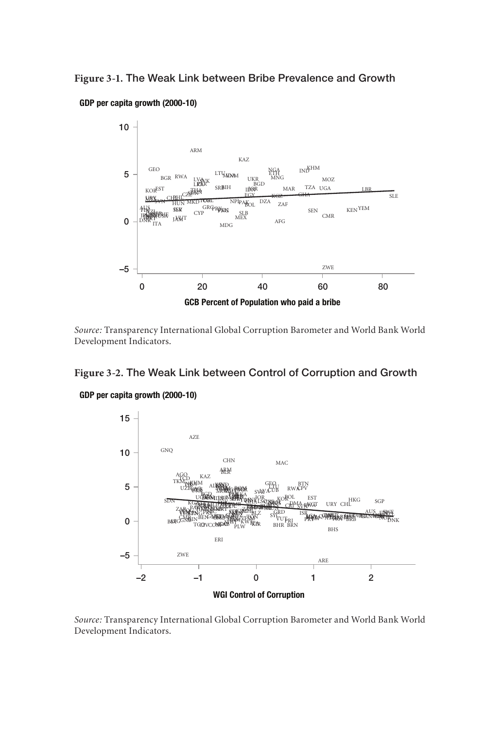**Figure 3-1.** The Weak Link between Bribe Prevalence and Growth

*Source:* Transparency International Global Corruption Barometer and World Bank World Development Indicators.

**Figure 3-2.** The Weak Link between Control of Corruption and Growth

*Source:* Transparency International Global Corruption Barometer and World Bank World Development Indicators.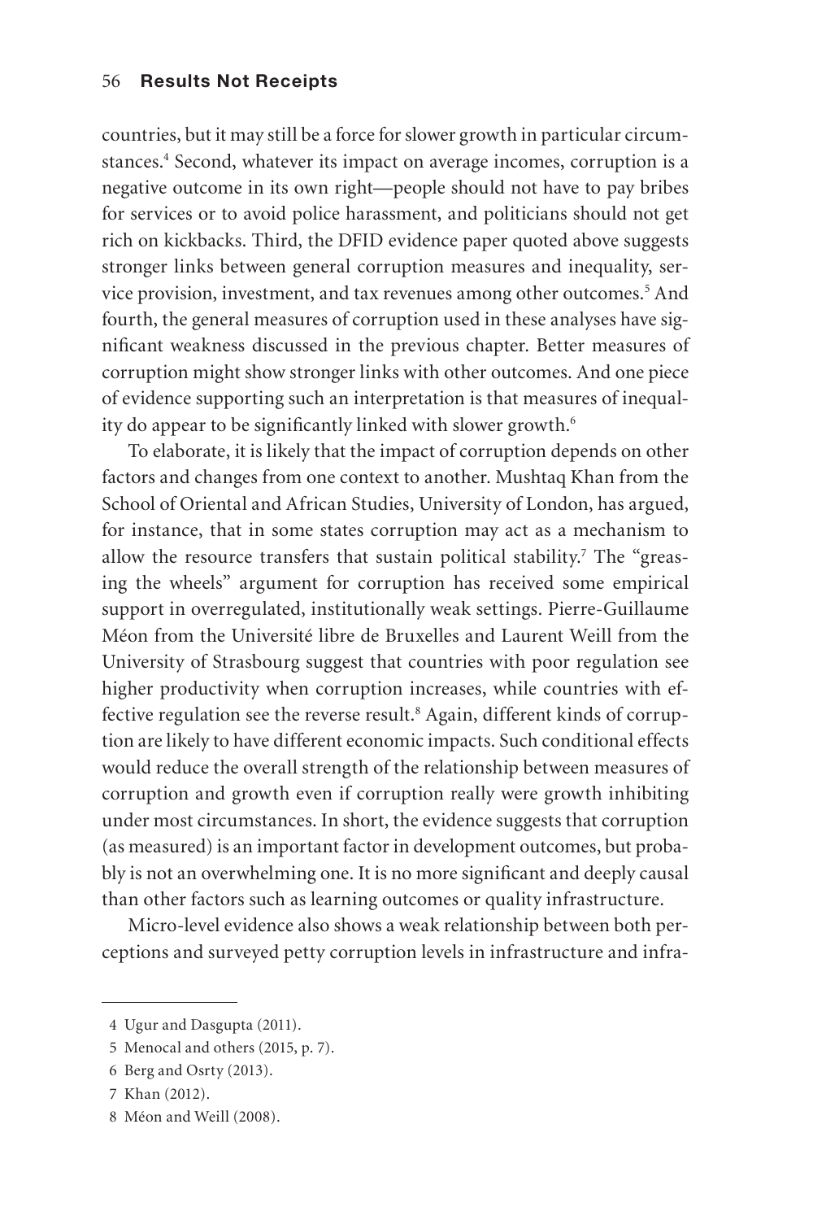countries, but it may still be a force for slower growth in particular circumstances.[4] Second, whatever its impact on average incomes, corruption is a negative outcome in its own right—people should not have to pay bribes for services or to avoid police harassment, and politicians should not get rich on kickbacks. Third, the DFID evidence paper quoted above suggests stronger links between general corruption measures and inequality, service provision, investment, and tax revenues among other outcomes.[5] And fourth, the general measures of corruption used in these analyses have significant weakness discussed in the previous chapter. Better measures of corruption might show stronger links with other outcomes. And one piece of evidence supporting such an interpretation is that measures of inequality do appear to be significantly linked with slower growth.[6]

To elaborate, it is likely that the impact of corruption depends on other factors and changes from one context to another. Mushtaq Khan from the School of Oriental and African Studies, University of London, has argued, for instance, that in some states corruption may act as a mechanism to allow the resource transfers that sustain political stability.[7] The "greasing the wheels" argument for corruption has received some empirical support in overregulated, institutionally weak settings. Pierre-Guillaume Méon from the Université libre de Bruxelles and Laurent Weill from the University of Strasbourg suggest that countries with poor regulation see higher productivity when corruption increases, while countries with effective regulation see the reverse result.[8] Again, different kinds of corruption are likely to have different economic impacts. Such conditional effects would reduce the overall strength of the relationship between measures of corruption and growth even if corruption really were growth inhibiting under most circumstances. In short, the evidence suggests that corruption (as measured) is an important factor in development outcomes, but probably is not an overwhelming one. It is no more significant and deeply causal than other factors such as learning outcomes or quality infrastructure.

Micro-level evidence also shows a weak relationship between both perceptions and surveyed petty corruption levels in infrastructure and infra-

---

4 Ugur and Dasgupta (2011).

5 Menocal and others (2015, p. 7).

6 Berg and Osrty (2013).

7 Khan (2012).

8 Méon and Weill (2008).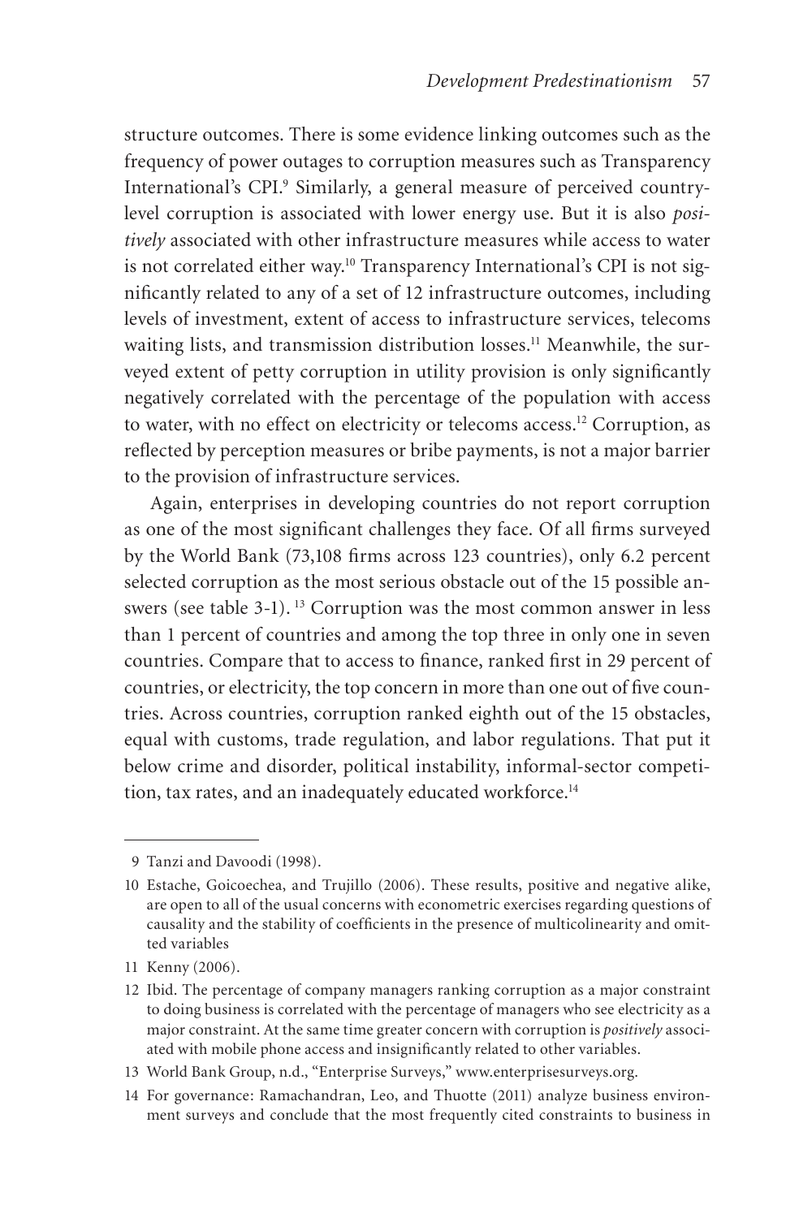structure outcomes. There is some evidence linking outcomes such as the frequency of power outages to corruption measures such as Transparency International's CPI.[9] Similarly, a general measure of perceived country-level corruption is associated with lower energy use. But it is also *positively* associated with other infrastructure measures while access to water is not correlated either way.[10] Transparency International's CPI is not significantly related to any of a set of 12 infrastructure outcomes, including levels of investment, extent of access to infrastructure services, telecoms waiting lists, and transmission distribution losses.[11] Meanwhile, the surveyed extent of petty corruption in utility provision is only significantly negatively correlated with the percentage of the population with access to water, with no effect on electricity or telecoms access.[12] Corruption, as reflected by perception measures or bribe payments, is not a major barrier to the provision of infrastructure services.

Again, enterprises in developing countries do not report corruption as one of the most significant challenges they face. Of all firms surveyed by the World Bank (73,108 firms across 123 countries), only 6.2 percent selected corruption as the most serious obstacle out of the 15 possible answers (see table 3-1).[13] Corruption was the most common answer in less than 1 percent of countries and among the top three in only one in seven countries. Compare that to access to finance, ranked first in 29 percent of countries, or electricity, the top concern in more than one out of five countries. Across countries, corruption ranked eighth out of the 15 obstacles, equal with customs, trade regulation, and labor regulations. That put it below crime and disorder, political instability, informal-sector competition, tax rates, and an inadequately educated workforce.[14]

---

9 Tanzi and Davoodi (1998).

10 Estache, Goicoechea, and Trujillo (2006). These results, positive and negative alike, are open to all of the usual concerns with econometric exercises regarding questions of causality and the stability of coefficients in the presence of multicolinearity and omitted variables

11 Kenny (2006).

12 Ibid. The percentage of company managers ranking corruption as a major constraint to doing business is correlated with the percentage of managers who see electricity as a major constraint. At the same time greater concern with corruption is *positively* associated with mobile phone access and insignificantly related to other variables.

13 World Bank Group, n.d., "Enterprise Surveys," www.enterprisesurveys.org.

14 For governance: Ramachandran, Leo, and Thuotte (2011) analyze business environment surveys and conclude that the most frequently cited constraints to business in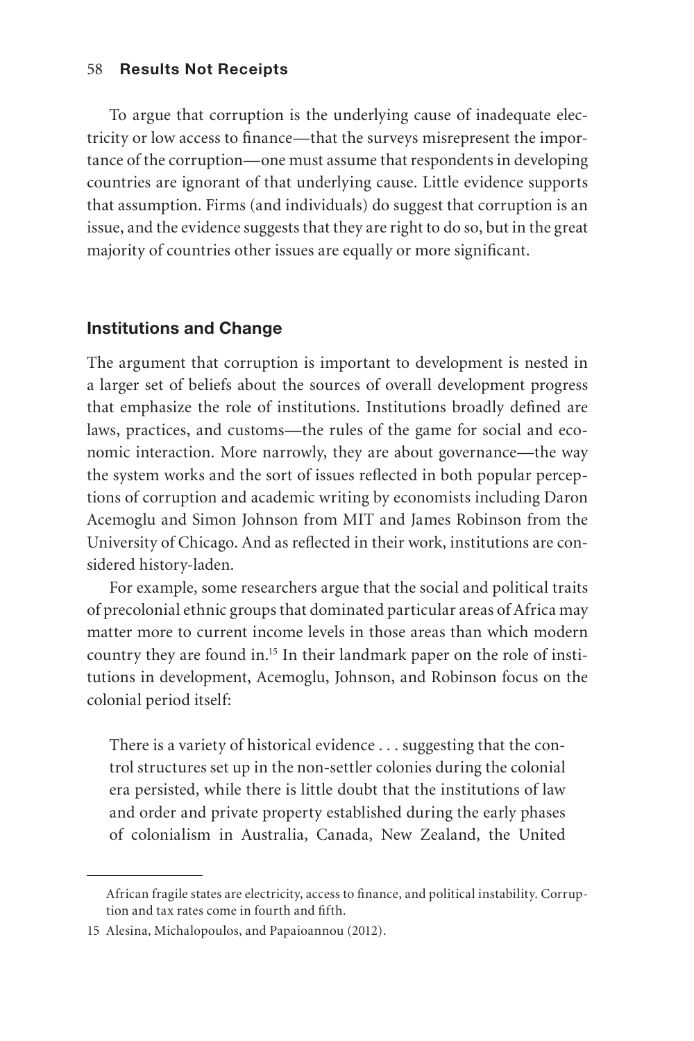To argue that corruption is the underlying cause of inadequate electricity or low access to finance—that the surveys misrepresent the importance of the corruption—one must assume that respondents in developing countries are ignorant of that underlying cause. Little evidence supports that assumption. Firms (and individuals) do suggest that corruption is an issue, and the evidence suggests that they are right to do so, but in the great majority of countries other issues are equally or more significant.

## Institutions and Change

The argument that corruption is important to development is nested in a larger set of beliefs about the sources of overall development progress that emphasize the role of institutions. Institutions broadly defined are laws, practices, and customs—the rules of the game for social and economic interaction. More narrowly, they are about governance—the way the system works and the sort of issues reflected in both popular perceptions of corruption and academic writing by economists including Daron Acemoglu and Simon Johnson from MIT and James Robinson from the University of Chicago. And as reflected in their work, institutions are considered history-laden.

For example, some researchers argue that the social and political traits of precolonial ethnic groups that dominated particular areas of Africa may matter more to current income levels in those areas than which modern country they are found in.[15] In their landmark paper on the role of institutions in development, Acemoglu, Johnson, and Robinson focus on the colonial period itself:

> There is a variety of historical evidence . . . suggesting that the control structures set up in the non-settler colonies during the colonial era persisted, while there is little doubt that the institutions of law and order and private property established during the early phases of colonialism in Australia, Canada, New Zealand, the United

---

African fragile states are electricity, access to finance, and political instability. Corruption and tax rates come in fourth and fifth.

15 Alesina, Michalopoulos, and Papaioannou (2012).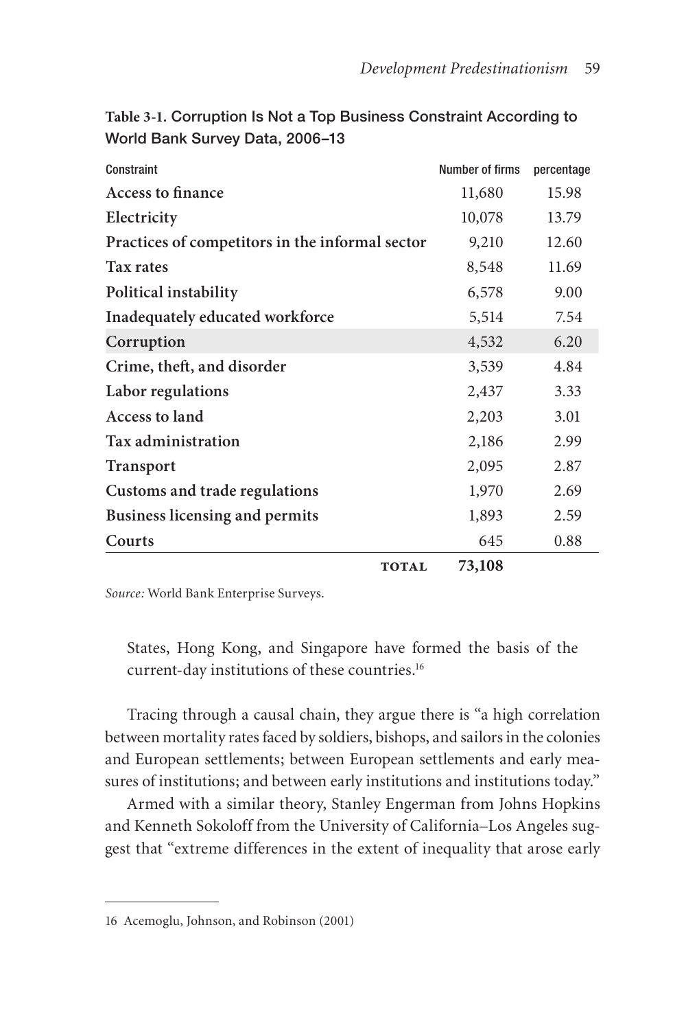**Table 3-1. Corruption Is Not a Top Business Constraint According to World Bank Survey Data, 2006–13**

| Constraint | Number of firms | percentage |
|---|---|---|
| Access to finance | 11,680 | 15.98 |
| Electricity | 10,078 | 13.79 |
| Practices of competitors in the informal sector | 9,210 | 12.60 |
| Tax rates | 8,548 | 11.69 |
| Political instability | 6,578 | 9.00 |
| Inadequately educated workforce | 5,514 | 7.54 |
| Corruption | 4,532 | 6.20 |
| Crime, theft, and disorder | 3,539 | 4.84 |
| Labor regulations | 2,437 | 3.33 |
| Access to land | 2,203 | 3.01 |
| Tax administration | 2,186 | 2.99 |
| Transport | 2,095 | 2.87 |
| Customs and trade regulations | 1,970 | 2.69 |
| Business licensing and permits | 1,893 | 2.59 |
| Courts | 645 | 0.88 |
| **TOTAL** | **73,108** | |

*Source:* World Bank Enterprise Surveys.

> States, Hong Kong, and Singapore have formed the basis of the current-day institutions of these countries.[16]

Tracing through a causal chain, they argue there is "a high correlation between mortality rates faced by soldiers, bishops, and sailors in the colonies and European settlements; between European settlements and early measures of institutions; and between early institutions and institutions today."

Armed with a similar theory, Stanley Engerman from Johns Hopkins and Kenneth Sokoloff from the University of California–Los Angeles suggest that "extreme differences in the extent of inequality that arose early

---

16 Acemoglu, Johnson, and Robinson (2001)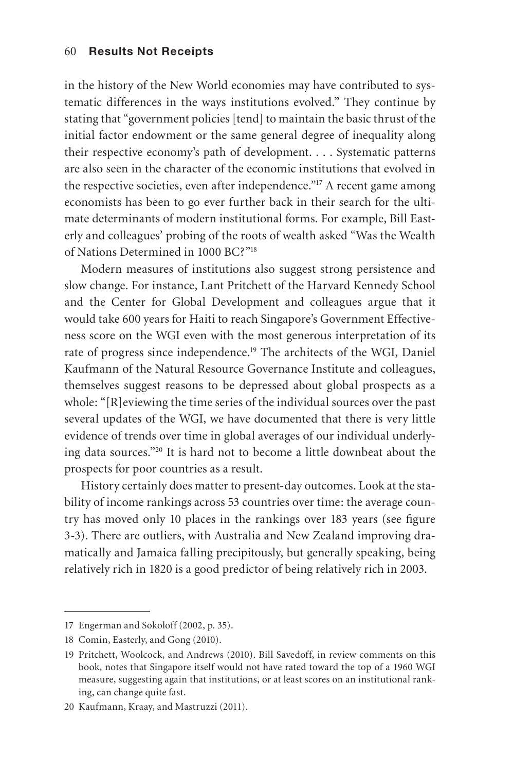in the history of the New World economies may have contributed to systematic differences in the ways institutions evolved." They continue by stating that "government policies [tend] to maintain the basic thrust of the initial factor endowment or the same general degree of inequality along their respective economy's path of development. . . . Systematic patterns are also seen in the character of the economic institutions that evolved in the respective societies, even after independence."[17] A recent game among economists has been to go ever further back in their search for the ultimate determinants of modern institutional forms. For example, Bill Easterly and colleagues' probing of the roots of wealth asked "Was the Wealth of Nations Determined in 1000 BC?"[18]

Modern measures of institutions also suggest strong persistence and slow change. For instance, Lant Pritchett of the Harvard Kennedy School and the Center for Global Development and colleagues argue that it would take 600 years for Haiti to reach Singapore's Government Effectiveness score on the WGI even with the most generous interpretation of its rate of progress since independence.[19] The architects of the WGI, Daniel Kaufmann of the Natural Resource Governance Institute and colleagues, themselves suggest reasons to be depressed about global prospects as a whole: "[R]eviewing the time series of the individual sources over the past several updates of the WGI, we have documented that there is very little evidence of trends over time in global averages of our individual underlying data sources."[20] It is hard not to become a little downbeat about the prospects for poor countries as a result.

History certainly does matter to present-day outcomes. Look at the stability of income rankings across 53 countries over time: the average country has moved only 10 places in the rankings over 183 years (see figure 3-3). There are outliers, with Australia and New Zealand improving dramatically and Jamaica falling precipitously, but generally speaking, being relatively rich in 1820 is a good predictor of being relatively rich in 2003.

---

17 Engerman and Sokoloff (2002, p. 35).

18 Comin, Easterly, and Gong (2010).

19 Pritchett, Woolcock, and Andrews (2010). Bill Savedoff, in review comments on this book, notes that Singapore itself would not have rated toward the top of a 1960 WGI measure, suggesting again that institutions, or at least scores on an institutional ranking, can change quite fast.

20 Kaufmann, Kraay, and Mastruzzi (2011).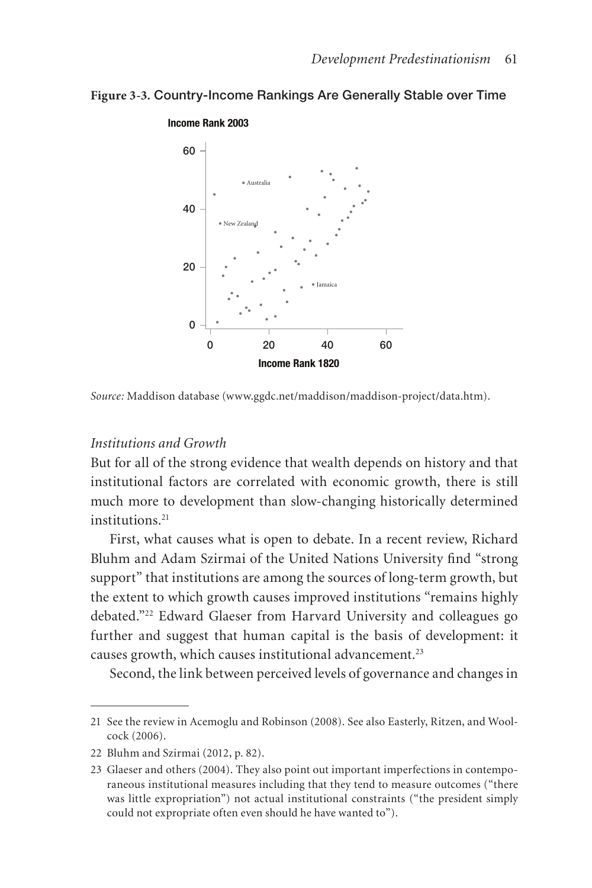**Figure 3-3.** Country-Income Rankings Are Generally Stable over Time

*Source:* Maddison database (www.ggdc.net/maddison/maddison-project/data.htm).

*Institutions and Growth*

But for all of the strong evidence that wealth depends on history and that institutional factors are correlated with economic growth, there is still much more to development than slow-changing historically determined institutions.[21]

First, what causes what is open to debate. In a recent review, Richard Bluhm and Adam Szirmai of the United Nations University find "strong support" that institutions are among the sources of long-term growth, but the extent to which growth causes improved institutions "remains highly debated."[22] Edward Glaeser from Harvard University and colleagues go further and suggest that human capital is the basis of development: it causes growth, which causes institutional advancement.[23]

Second, the link between perceived levels of governance and changes in

---

21 See the review in Acemoglu and Robinson (2008). See also Easterly, Ritzen, and Woolcock (2006).

22 Bluhm and Szirmai (2012, p. 82).

23 Glaeser and others (2004). They also point out important imperfections in contemporaneous institutional measures including that they tend to measure outcomes ("there was little expropriation") not actual institutional constraints ("the president simply could not expropriate often even should he have wanted to").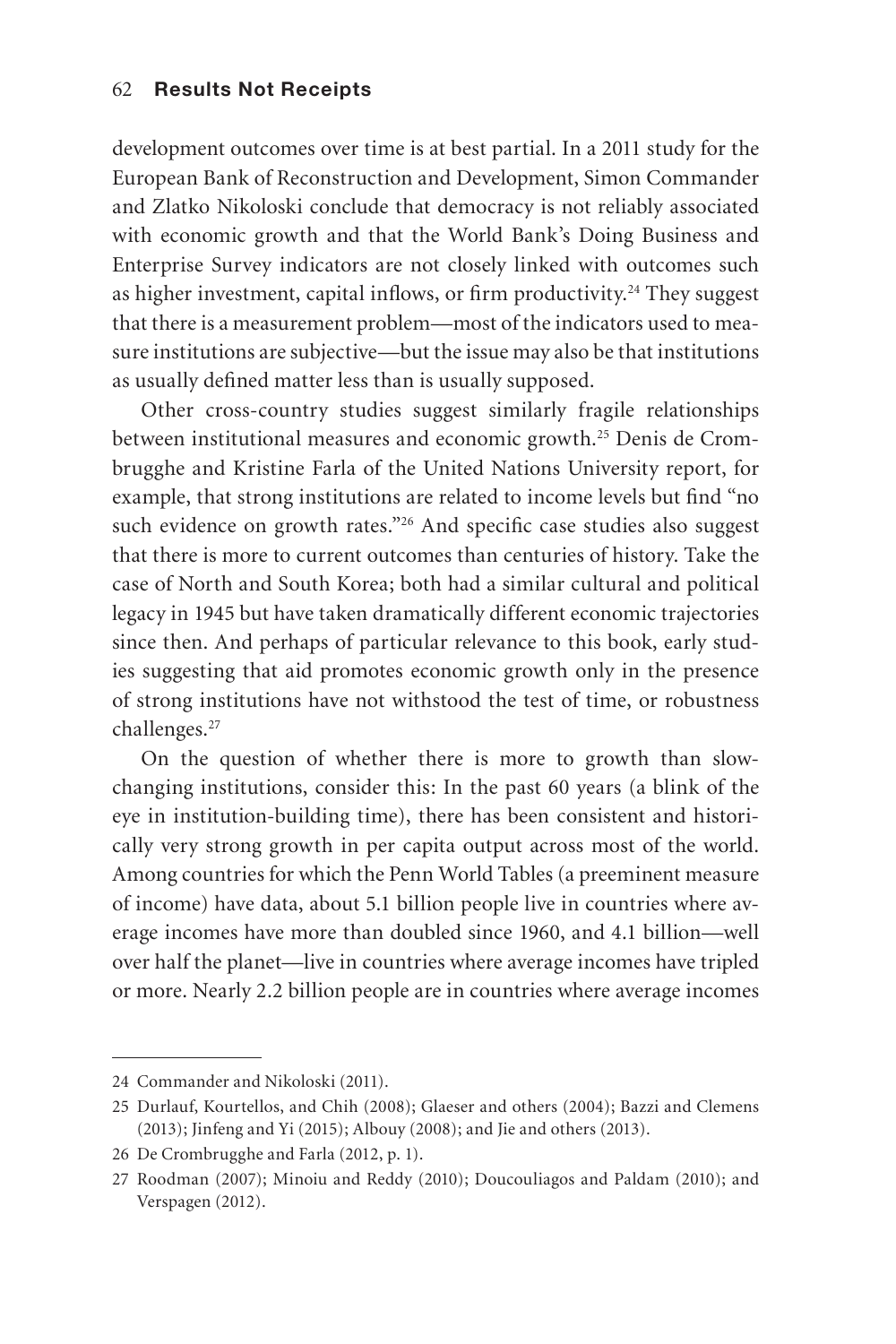development outcomes over time is at best partial. In a 2011 study for the European Bank of Reconstruction and Development, Simon Commander and Zlatko Nikoloski conclude that democracy is not reliably associated with economic growth and that the World Bank's Doing Business and Enterprise Survey indicators are not closely linked with outcomes such as higher investment, capital inflows, or firm productivity.[24] They suggest that there is a measurement problem—most of the indicators used to measure institutions are subjective—but the issue may also be that institutions as usually defined matter less than is usually supposed.

Other cross-country studies suggest similarly fragile relationships between institutional measures and economic growth.[25] Denis de Crombrugghe and Kristine Farla of the United Nations University report, for example, that strong institutions are related to income levels but find "no such evidence on growth rates."[26] And specific case studies also suggest that there is more to current outcomes than centuries of history. Take the case of North and South Korea; both had a similar cultural and political legacy in 1945 but have taken dramatically different economic trajectories since then. And perhaps of particular relevance to this book, early studies suggesting that aid promotes economic growth only in the presence of strong institutions have not withstood the test of time, or robustness challenges.[27]

On the question of whether there is more to growth than slow-changing institutions, consider this: In the past 60 years (a blink of the eye in institution-building time), there has been consistent and historically very strong growth in per capita output across most of the world. Among countries for which the Penn World Tables (a preeminent measure of income) have data, about 5.1 billion people live in countries where average incomes have more than doubled since 1960, and 4.1 billion—well over half the planet—live in countries where average incomes have tripled or more. Nearly 2.2 billion people are in countries where average incomes

---

24 Commander and Nikoloski (2011).

25 Durlauf, Kourtellos, and Chih (2008); Glaeser and others (2004); Bazzi and Clemens (2013); Jinfeng and Yi (2015); Albouy (2008); and Jie and others (2013).

26 De Crombrugghe and Farla (2012, p. 1).

27 Roodman (2007); Minoiu and Reddy (2010); Doucouliagos and Paldam (2010); and Verspagen (2012).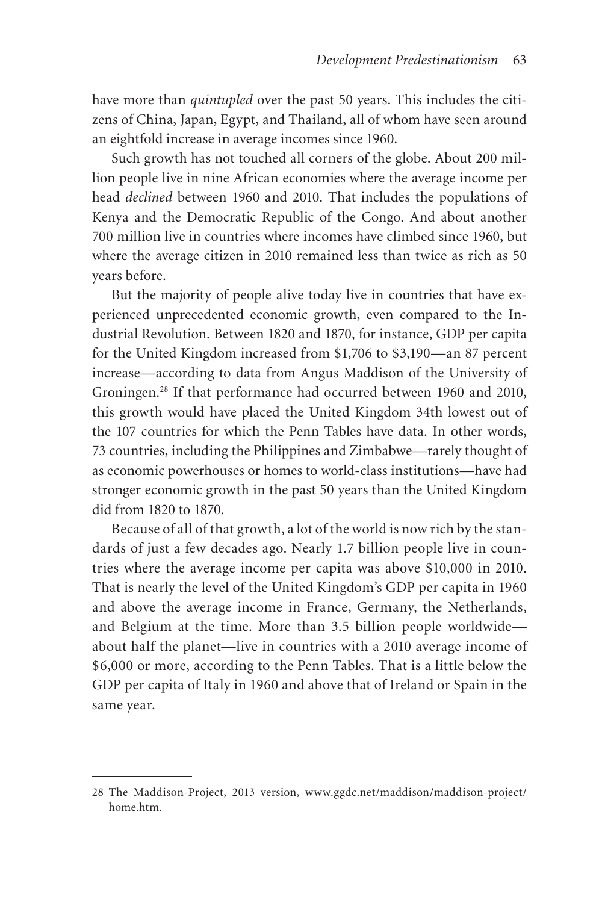have more than *quintupled* over the past 50 years. This includes the citizens of China, Japan, Egypt, and Thailand, all of whom have seen around an eightfold increase in average incomes since 1960.

Such growth has not touched all corners of the globe. About 200 million people live in nine African economies where the average income per head *declined* between 1960 and 2010. That includes the populations of Kenya and the Democratic Republic of the Congo. And about another 700 million live in countries where incomes have climbed since 1960, but where the average citizen in 2010 remained less than twice as rich as 50 years before.

But the majority of people alive today live in countries that have experienced unprecedented economic growth, even compared to the Industrial Revolution. Between 1820 and 1870, for instance, GDP per capita for the United Kingdom increased from $1,706 to $3,190—an 87 percent increase—according to data from Angus Maddison of the University of Groningen.[28] If that performance had occurred between 1960 and 2010, this growth would have placed the United Kingdom 34th lowest out of the 107 countries for which the Penn Tables have data. In other words, 73 countries, including the Philippines and Zimbabwe—rarely thought of as economic powerhouses or homes to world-class institutions—have had stronger economic growth in the past 50 years than the United Kingdom did from 1820 to 1870.

Because of all of that growth, a lot of the world is now rich by the standards of just a few decades ago. Nearly 1.7 billion people live in countries where the average income per capita was above $10,000 in 2010. That is nearly the level of the United Kingdom's GDP per capita in 1960 and above the average income in France, Germany, the Netherlands, and Belgium at the time. More than 3.5 billion people worldwide—about half the planet—live in countries with a 2010 average income of $6,000 or more, according to the Penn Tables. That is a little below the GDP per capita of Italy in 1960 and above that of Ireland or Spain in the same year.

---

28 The Maddison-Project, 2013 version, www.ggdc.net/maddison/maddison-project/home.htm.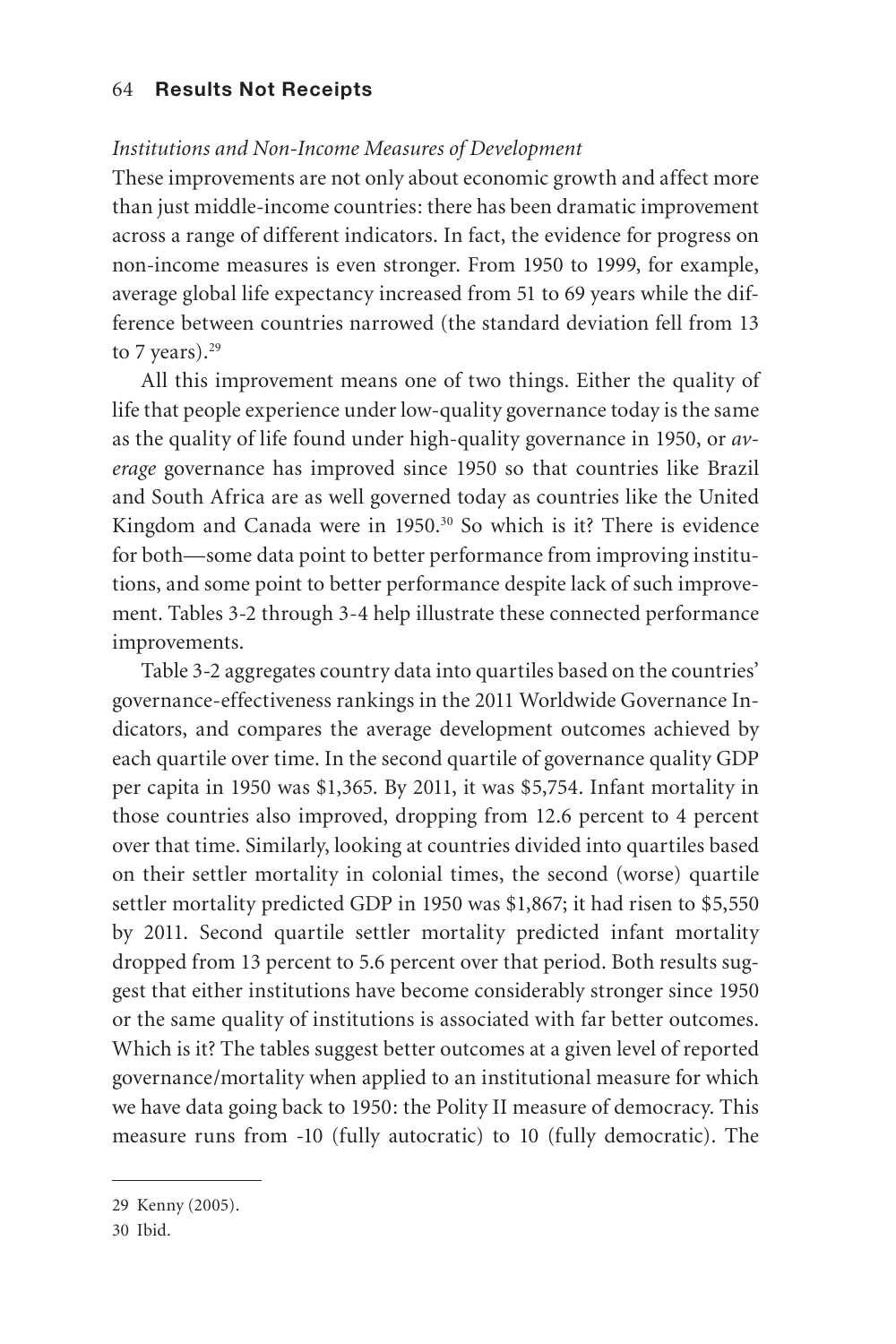*Institutions and Non-Income Measures of Development*

These improvements are not only about economic growth and affect more than just middle-income countries: there has been dramatic improvement across a range of different indicators. In fact, the evidence for progress on non-income measures is even stronger. From 1950 to 1999, for example, average global life expectancy increased from 51 to 69 years while the difference between countries narrowed (the standard deviation fell from 13 to 7 years).[29]

All this improvement means one of two things. Either the quality of life that people experience under low-quality governance today is the same as the quality of life found under high-quality governance in 1950, or *average* governance has improved since 1950 so that countries like Brazil and South Africa are as well governed today as countries like the United Kingdom and Canada were in 1950.[30] So which is it? There is evidence for both—some data point to better performance from improving institutions, and some point to better performance despite lack of such improvement. Tables 3-2 through 3-4 help illustrate these connected performance improvements.

Table 3-2 aggregates country data into quartiles based on the countries' governance-effectiveness rankings in the 2011 Worldwide Governance Indicators, and compares the average development outcomes achieved by each quartile over time. In the second quartile of governance quality GDP per capita in 1950 was $1,365. By 2011, it was $5,754. Infant mortality in those countries also improved, dropping from 12.6 percent to 4 percent over that time. Similarly, looking at countries divided into quartiles based on their settler mortality in colonial times, the second (worse) quartile settler mortality predicted GDP in 1950 was $1,867; it had risen to $5,550 by 2011. Second quartile settler mortality predicted infant mortality dropped from 13 percent to 5.6 percent over that period. Both results suggest that either institutions have become considerably stronger since 1950 or the same quality of institutions is associated with far better outcomes. Which is it? The tables suggest better outcomes at a given level of reported governance/mortality when applied to an institutional measure for which we have data going back to 1950: the Polity II measure of democracy. This measure runs from -10 (fully autocratic) to 10 (fully democratic). The

---

29 Kenny (2005).

30 Ibid.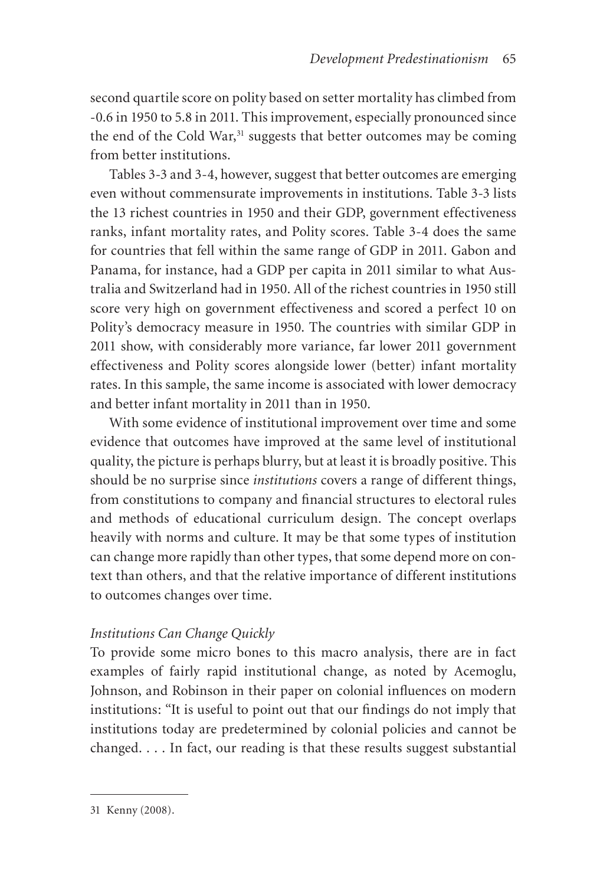second quartile score on polity based on setter mortality has climbed from -0.6 in 1950 to 5.8 in 2011. This improvement, especially pronounced since the end of the Cold War,[31] suggests that better outcomes may be coming from better institutions.

Tables 3-3 and 3-4, however, suggest that better outcomes are emerging even without commensurate improvements in institutions. Table 3-3 lists the 13 richest countries in 1950 and their GDP, government effectiveness ranks, infant mortality rates, and Polity scores. Table 3-4 does the same for countries that fell within the same range of GDP in 2011. Gabon and Panama, for instance, had a GDP per capita in 2011 similar to what Australia and Switzerland had in 1950. All of the richest countries in 1950 still score very high on government effectiveness and scored a perfect 10 on Polity's democracy measure in 1950. The countries with similar GDP in 2011 show, with considerably more variance, far lower 2011 government effectiveness and Polity scores alongside lower (better) infant mortality rates. In this sample, the same income is associated with lower democracy and better infant mortality in 2011 than in 1950.

With some evidence of institutional improvement over time and some evidence that outcomes have improved at the same level of institutional quality, the picture is perhaps blurry, but at least it is broadly positive. This should be no surprise since *institutions* covers a range of different things, from constitutions to company and financial structures to electoral rules and methods of educational curriculum design. The concept overlaps heavily with norms and culture. It may be that some types of institution can change more rapidly than other types, that some depend more on context than others, and that the relative importance of different institutions to outcomes changes over time.

*Institutions Can Change Quickly*

To provide some micro bones to this macro analysis, there are in fact examples of fairly rapid institutional change, as noted by Acemoglu, Johnson, and Robinson in their paper on colonial influences on modern institutions: "It is useful to point out that our findings do not imply that institutions today are predetermined by colonial policies and cannot be changed. . . . In fact, our reading is that these results suggest substantial

31 Kenny (2008).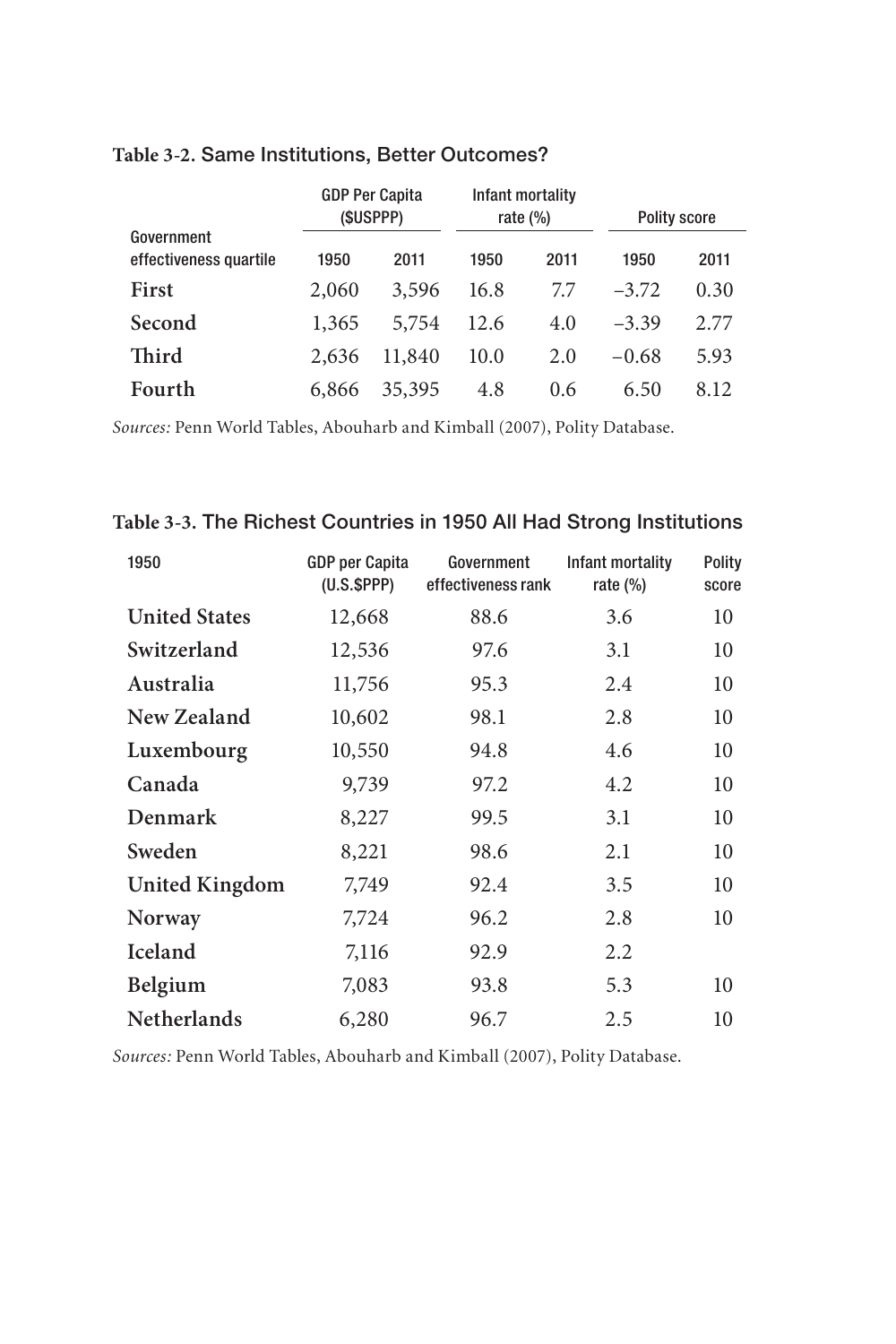**Table 3-2.** Same Institutions, Better Outcomes?

| Government effectiveness quartile | GDP Per Capita ($USPPP) | | Infant mortality rate (%) | | Polity score | |
|---|---|---|---|---|---|---|
| | 1950 | 2011 | 1950 | 2011 | 1950 | 2011 |
| **First** | 2,060 | 3,596 | 16.8 | 7.7 | –3.72 | 0.30 |
| **Second** | 1,365 | 5,754 | 12.6 | 4.0 | –3.39 | 2.77 |
| **Third** | 2,636 | 11,840 | 10.0 | 2.0 | –0.68 | 5.93 |
| **Fourth** | 6,866 | 35,395 | 4.8 | 0.6 | 6.50 | 8.12 |

*Sources:* Penn World Tables, Abouharb and Kimball (2007), Polity Database.

**Table 3-3.** The Richest Countries in 1950 All Had Strong Institutions

| 1950 | GDP per Capita (U.S.$PPP) | Government effectiveness rank | Infant mortality rate (%) | Polity score |
|---|---|---|---|---|
| **United States** | 12,668 | 88.6 | 3.6 | 10 |
| **Switzerland** | 12,536 | 97.6 | 3.1 | 10 |
| **Australia** | 11,756 | 95.3 | 2.4 | 10 |
| **New Zealand** | 10,602 | 98.1 | 2.8 | 10 |
| **Luxembourg** | 10,550 | 94.8 | 4.6 | 10 |
| **Canada** | 9,739 | 97.2 | 4.2 | 10 |
| **Denmark** | 8,227 | 99.5 | 3.1 | 10 |
| **Sweden** | 8,221 | 98.6 | 2.1 | 10 |
| **United Kingdom** | 7,749 | 92.4 | 3.5 | 10 |
| **Norway** | 7,724 | 96.2 | 2.8 | 10 |
| **Iceland** | 7,116 | 92.9 | 2.2 | |
| **Belgium** | 7,083 | 93.8 | 5.3 | 10 |
| **Netherlands** | 6,280 | 96.7 | 2.5 | 10 |

*Sources:* Penn World Tables, Abouharb and Kimball (2007), Polity Database.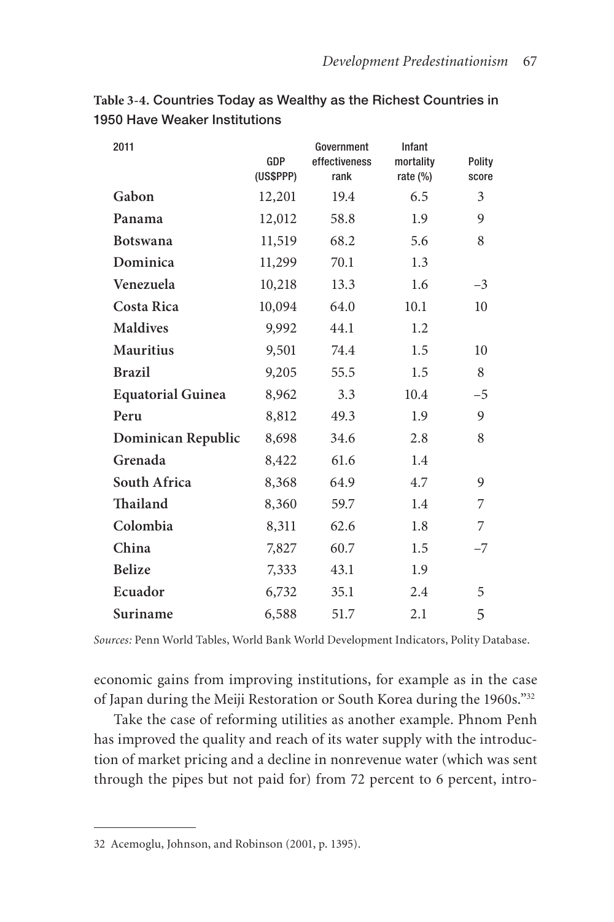**Table 3-4.** Countries Today as Wealthy as the Richest Countries in 1950 Have Weaker Institutions

| 2011 | GDP (US$PPP) | Government effectiveness rank | Infant mortality rate (%) | Polity score |
|---|---|---|---|---|
| Gabon | 12,201 | 19.4 | 6.5 | 3 |
| Panama | 12,012 | 58.8 | 1.9 | 9 |
| Botswana | 11,519 | 68.2 | 5.6 | 8 |
| Dominica | 11,299 | 70.1 | 1.3 | |
| Venezuela | 10,218 | 13.3 | 1.6 | –3 |
| Costa Rica | 10,094 | 64.0 | 10.1 | 10 |
| Maldives | 9,992 | 44.1 | 1.2 | |
| Mauritius | 9,501 | 74.4 | 1.5 | 10 |
| Brazil | 9,205 | 55.5 | 1.5 | 8 |
| Equatorial Guinea | 8,962 | 3.3 | 10.4 | –5 |
| Peru | 8,812 | 49.3 | 1.9 | 9 |
| Dominican Republic | 8,698 | 34.6 | 2.8 | 8 |
| Grenada | 8,422 | 61.6 | 1.4 | |
| South Africa | 8,368 | 64.9 | 4.7 | 9 |
| Thailand | 8,360 | 59.7 | 1.4 | 7 |
| Colombia | 8,311 | 62.6 | 1.8 | 7 |
| China | 7,827 | 60.7 | 1.5 | –7 |
| Belize | 7,333 | 43.1 | 1.9 | |
| Ecuador | 6,732 | 35.1 | 2.4 | 5 |
| Suriname | 6,588 | 51.7 | 2.1 | 5 |

*Sources:* Penn World Tables, World Bank World Development Indicators, Polity Database.

economic gains from improving institutions, for example as in the case of Japan during the Meiji Restoration or South Korea during the 1960s."[32]

Take the case of reforming utilities as another example. Phnom Penh has improved the quality and reach of its water supply with the introduction of market pricing and a decline in nonrevenue water (which was sent through the pipes but not paid for) from 72 percent to 6 percent, intro-

32 Acemoglu, Johnson, and Robinson (2001, p. 1395).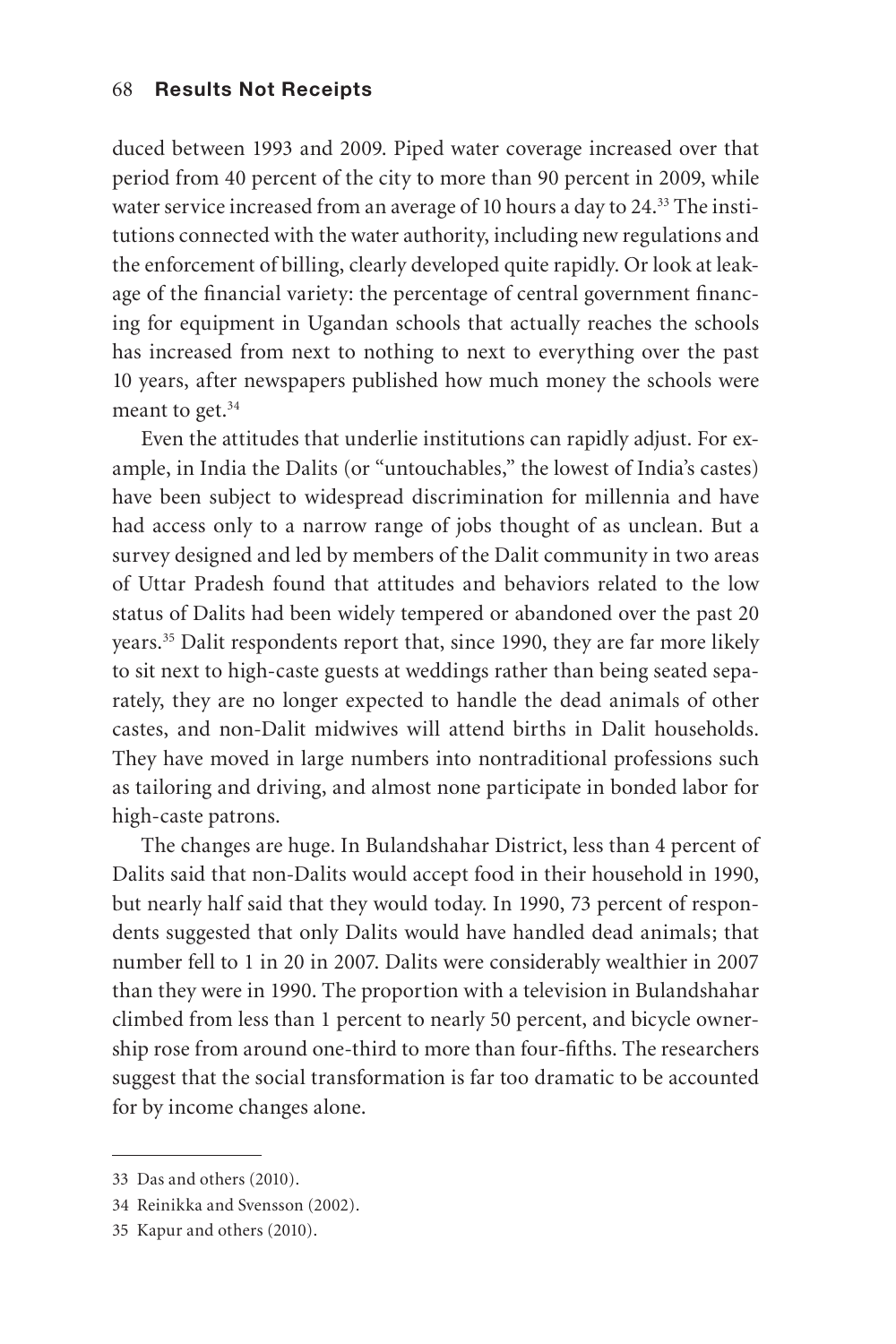duced between 1993 and 2009. Piped water coverage increased over that period from 40 percent of the city to more than 90 percent in 2009, while water service increased from an average of 10 hours a day to 24.[33] The institutions connected with the water authority, including new regulations and the enforcement of billing, clearly developed quite rapidly. Or look at leakage of the financial variety: the percentage of central government financing for equipment in Ugandan schools that actually reaches the schools has increased from next to nothing to next to everything over the past 10 years, after newspapers published how much money the schools were meant to get.[34]

Even the attitudes that underlie institutions can rapidly adjust. For example, in India the Dalits (or "untouchables," the lowest of India's castes) have been subject to widespread discrimination for millennia and have had access only to a narrow range of jobs thought of as unclean. But a survey designed and led by members of the Dalit community in two areas of Uttar Pradesh found that attitudes and behaviors related to the low status of Dalits had been widely tempered or abandoned over the past 20 years.[35] Dalit respondents report that, since 1990, they are far more likely to sit next to high-caste guests at weddings rather than being seated separately, they are no longer expected to handle the dead animals of other castes, and non-Dalit midwives will attend births in Dalit households. They have moved in large numbers into nontraditional professions such as tailoring and driving, and almost none participate in bonded labor for high-caste patrons.

The changes are huge. In Bulandshahar District, less than 4 percent of Dalits said that non-Dalits would accept food in their household in 1990, but nearly half said that they would today. In 1990, 73 percent of respondents suggested that only Dalits would have handled dead animals; that number fell to 1 in 20 in 2007. Dalits were considerably wealthier in 2007 than they were in 1990. The proportion with a television in Bulandshahar climbed from less than 1 percent to nearly 50 percent, and bicycle ownership rose from around one-third to more than four-fifths. The researchers suggest that the social transformation is far too dramatic to be accounted for by income changes alone.

---

33 Das and others (2010).

34 Reinikka and Svensson (2002).

35 Kapur and others (2010).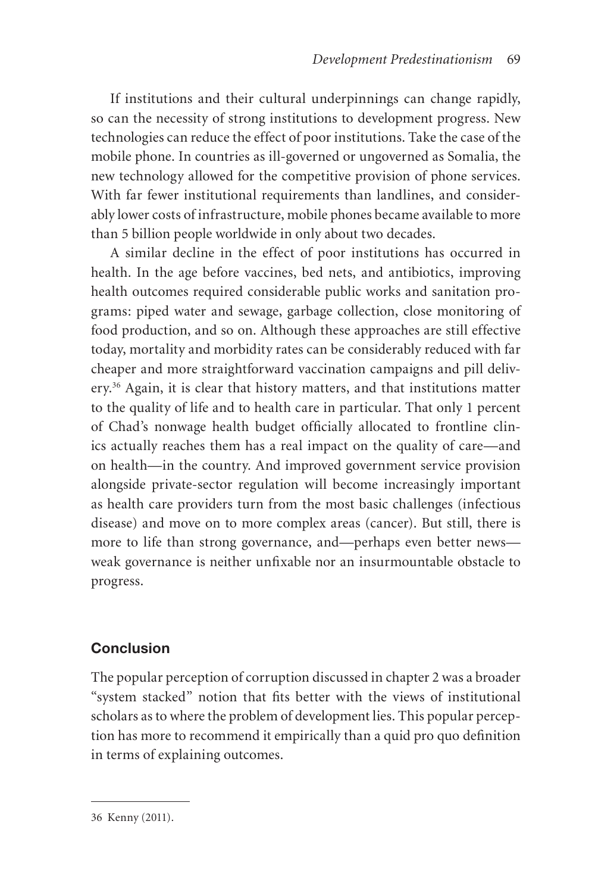If institutions and their cultural underpinnings can change rapidly, so can the necessity of strong institutions to development progress. New technologies can reduce the effect of poor institutions. Take the case of the mobile phone. In countries as ill-governed or ungoverned as Somalia, the new technology allowed for the competitive provision of phone services. With far fewer institutional requirements than landlines, and considerably lower costs of infrastructure, mobile phones became available to more than 5 billion people worldwide in only about two decades.

A similar decline in the effect of poor institutions has occurred in health. In the age before vaccines, bed nets, and antibiotics, improving health outcomes required considerable public works and sanitation programs: piped water and sewage, garbage collection, close monitoring of food production, and so on. Although these approaches are still effective today, mortality and morbidity rates can be considerably reduced with far cheaper and more straightforward vaccination campaigns and pill delivery.[36] Again, it is clear that history matters, and that institutions matter to the quality of life and to health care in particular. That only 1 percent of Chad's nonwage health budget officially allocated to frontline clinics actually reaches them has a real impact on the quality of care—and on health—in the country. And improved government service provision alongside private-sector regulation will become increasingly important as health care providers turn from the most basic challenges (infectious disease) and move on to more complex areas (cancer). But still, there is more to life than strong governance, and—perhaps even better news—weak governance is neither unfixable nor an insurmountable obstacle to progress.

## Conclusion

The popular perception of corruption discussed in chapter 2 was a broader "system stacked" notion that fits better with the views of institutional scholars as to where the problem of development lies. This popular perception has more to recommend it empirically than a quid pro quo definition in terms of explaining outcomes.

---

36 Kenny (2011).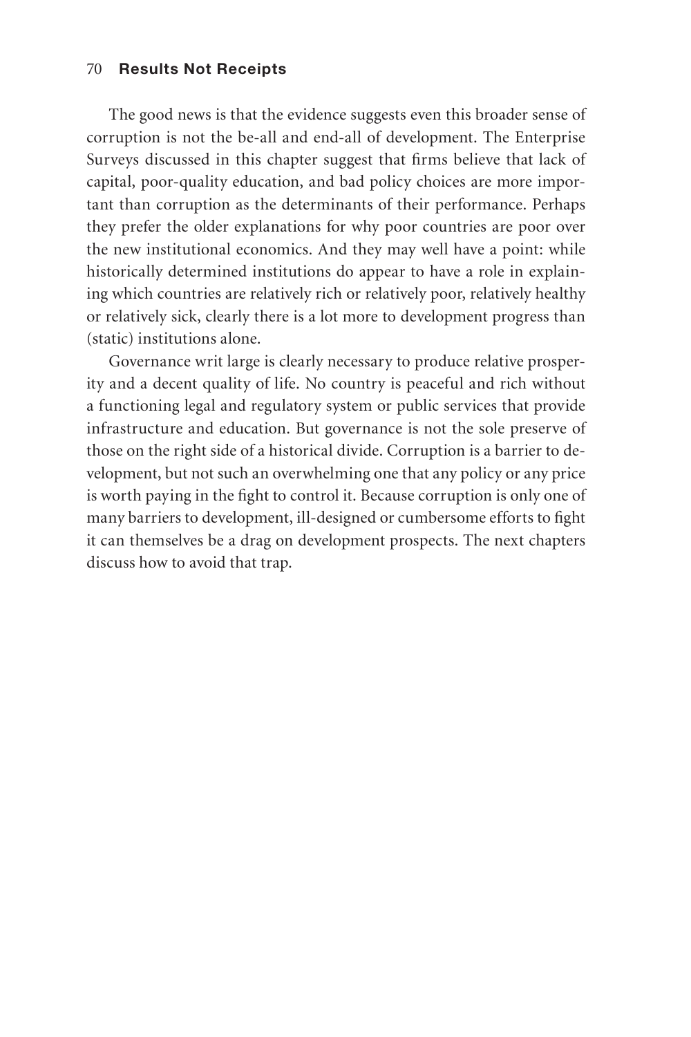The good news is that the evidence suggests even this broader sense of corruption is not the be-all and end-all of development. The Enterprise Surveys discussed in this chapter suggest that firms believe that lack of capital, poor-quality education, and bad policy choices are more important than corruption as the determinants of their performance. Perhaps they prefer the older explanations for why poor countries are poor over the new institutional economics. And they may well have a point: while historically determined institutions do appear to have a role in explaining which countries are relatively rich or relatively poor, relatively healthy or relatively sick, clearly there is a lot more to development progress than (static) institutions alone.

Governance writ large is clearly necessary to produce relative prosperity and a decent quality of life. No country is peaceful and rich without a functioning legal and regulatory system or public services that provide infrastructure and education. But governance is not the sole preserve of those on the right side of a historical divide. Corruption is a barrier to development, but not such an overwhelming one that any policy or any price is worth paying in the fight to control it. Because corruption is only one of many barriers to development, ill-designed or cumbersome efforts to fight it can themselves be a drag on development prospects. The next chapters discuss how to avoid that trap.